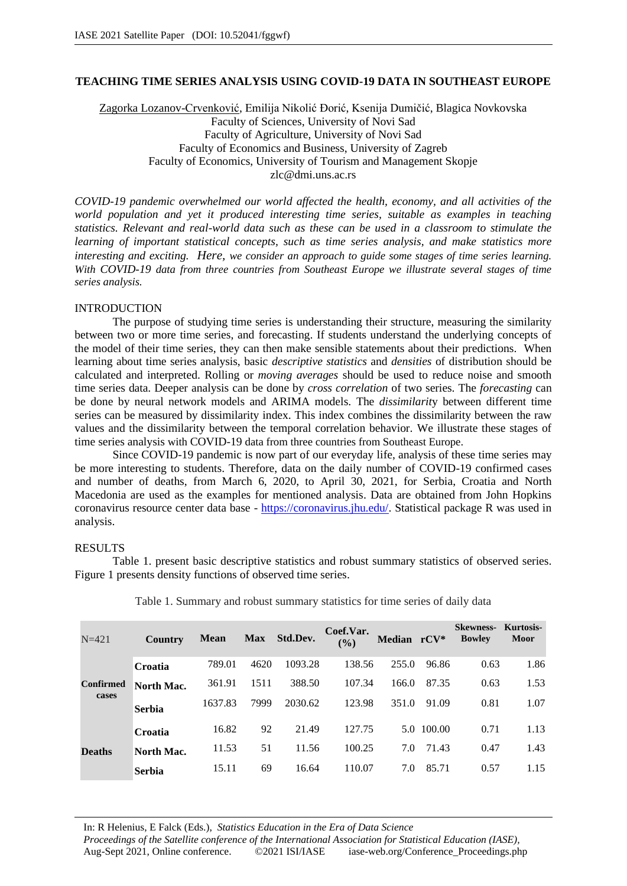# TEACHING TIME SERIES ANALYSIS USING COVID-19 DATA IN SOUTHEAST EUROPE

Zagorka Lozanov-Crvenković, Emilija Nikolić Đorić, Ksenija Dumičić, Blagica Novkovska
Faculty of Sciences, University of Novi Sad
Faculty of Agriculture, University of Novi Sad
Faculty of Economics and Business, University of Zagreb
Faculty of Economics, University of Tourism and Management Skopje
zlc@dmi.uns.ac.rs

*COVID-19 pandemic overwhelmed our world affected the health, economy, and all activities of the world population and yet it produced interesting time series, suitable as examples in teaching statistics. Relevant and real-world data such as these can be used in a classroom to stimulate the learning of important statistical concepts, such as time series analysis, and make statistics more interesting and exciting. Here, we consider an approach to guide some stages of time series learning. With COVID-19 data from three countries from Southeast Europe we illustrate several stages of time series analysis.*

## INTRODUCTION

The purpose of studying time series is understanding their structure, measuring the similarity between two or more time series, and forecasting. If students understand the underlying concepts of the model of their time series, they can then make sensible statements about their predictions. When learning about time series analysis, basic *descriptive statistics* and *densities* of distribution should be calculated and interpreted. Rolling or *moving averages* should be used to reduce noise and smooth time series data. Deeper analysis can be done by *cross correlation* of two series. The *forecasting* can be done by neural network models and ARIMA models. The *dissimilarit*y between different time series can be measured by dissimilarity index. This index combines the dissimilarity between the raw values and the dissimilarity between the temporal correlation behavior. We illustrate these stages of time series analysis with COVID-19 data from three countries from Southeast Europe.

Since COVID-19 pandemic is now part of our everyday life, analysis of these time series may be more interesting to students. Therefore, data on the daily number of COVID-19 confirmed cases and number of deaths, from March 6, 2020, to April 30, 2021, for Serbia, Croatia and North Macedonia are used as the examples for mentioned analysis. Data are obtained from John Hopkins coronavirus resource center data base - https://coronavirus.jhu.edu/. Statistical package R was used in analysis.

## RESULTS

Table 1. present basic descriptive statistics and robust summary statistics of observed series. Figure 1 presents density functions of observed time series.

Table 1. Summary and robust summary statistics for time series of daily data

| N=421 | Country | Mean | Max | Std.Dev. | Coef.Var. (%) | Median | rCV* | Skewness-Bowley | Kurtosis-Moor |
|---|---|---|---|---|---|---|---|---|---|
| Confirmed cases | **Croatia** | 789.01 | 4620 | 1093.28 | 138.56 | 255.0 | 96.86 | 0.63 | 1.86 |
| | **North Mac.** | 361.91 | 1511 | 388.50 | 107.34 | 166.0 | 87.35 | 0.63 | 1.53 |
| | **Serbia** | 1637.83 | 7999 | 2030.62 | 123.98 | 351.0 | 91.09 | 0.81 | 1.07 |
| Deaths | **Croatia** | 16.82 | 92 | 21.49 | 127.75 | 5.0 | 100.00 | 0.71 | 1.13 |
| | **North Mac.** | 11.53 | 51 | 11.56 | 100.25 | 7.0 | 71.43 | 0.47 | 1.43 |
| | **Serbia** | 15.11 | 69 | 16.64 | 110.07 | 7.0 | 85.71 | 0.57 | 1.15 |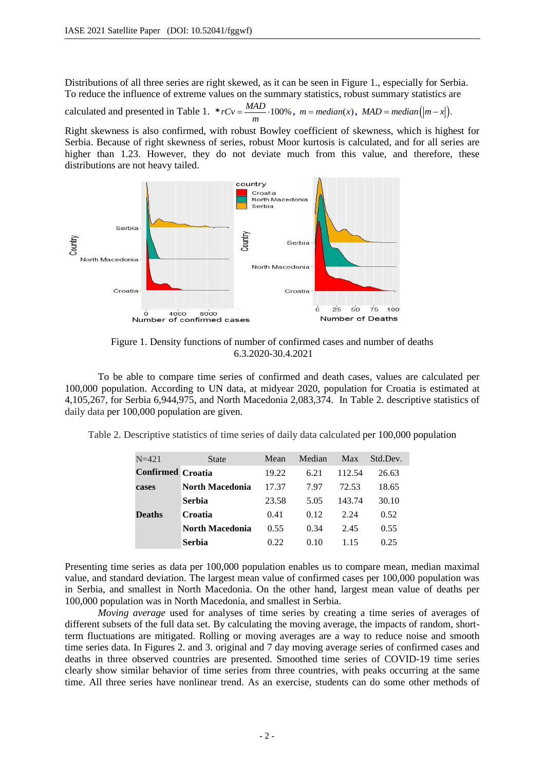Distributions of all three series are right skewed, as it can be seen in Figure 1., especially for Serbia. To reduce the influence of extreme values on the summary statistics, robust summary statistics are calculated and presented in Table 1. * $rCv = \frac{MAD}{m} \cdot 100\%$, $m = median(x)$, $MAD = median(|m - x|)$.

Right skewness is also confirmed, with robust Bowley coefficient of skewness, which is highest for Serbia. Because of right skewness of series, robust Moor kurtosis is calculated, and for all series are higher than 1.23. However, they do not deviate much from this value, and therefore, these distributions are not heavy tailed.

Figure 1. Density functions of number of confirmed cases and number of deaths 6.3.2020-30.4.2021

To be able to compare time series of confirmed and death cases, values are calculated per 100,000 population. According to UN data, at midyear 2020, population for Croatia is estimated at 4,105,267, for Serbia 6,944,975, and North Macedonia 2,083,374. In Table 2. descriptive statistics of daily data per 100,000 population are given.

Table 2. Descriptive statistics of time series of daily data calculated per 100,000 population

| N=421 | State | Mean | Median | Max | Std.Dev. |
|---|---|---|---|---|---|
| **Confirmed cases** | **Croatia** | 19.22 | 6.21 | 112.54 | 26.63 |
| | **North Macedonia** | 17.37 | 7.97 | 72.53 | 18.65 |
| | **Serbia** | 23.58 | 5.05 | 143.74 | 30.10 |
| **Deaths** | **Croatia** | 0.41 | 0.12 | 2.24 | 0.52 |
| | **North Macedonia** | 0.55 | 0.34 | 2.45 | 0.55 |
| | **Serbia** | 0.22 | 0.10 | 1.15 | 0.25 |

Presenting time series as data per 100,000 population enables us to compare mean, median maximal value, and standard deviation. The largest mean value of confirmed cases per 100,000 population was in Serbia, and smallest in North Macedonia. On the other hand, largest mean value of deaths per 100,000 population was in North Macedonia, and smallest in Serbia.

*Moving average* used for analyses of time series by creating a time series of averages of different subsets of the full data set. By calculating the moving average, the impacts of random, short-term fluctuations are mitigated. Rolling or moving averages are a way to reduce noise and smooth time series data. In Figures 2. and 3. original and 7 day moving average series of confirmed cases and deaths in three observed countries are presented. Smoothed time series of COVID-19 time series clearly show similar behavior of time series from three countries, with peaks occurring at the same time. All three series have nonlinear trend. As an exercise, students can do some other methods of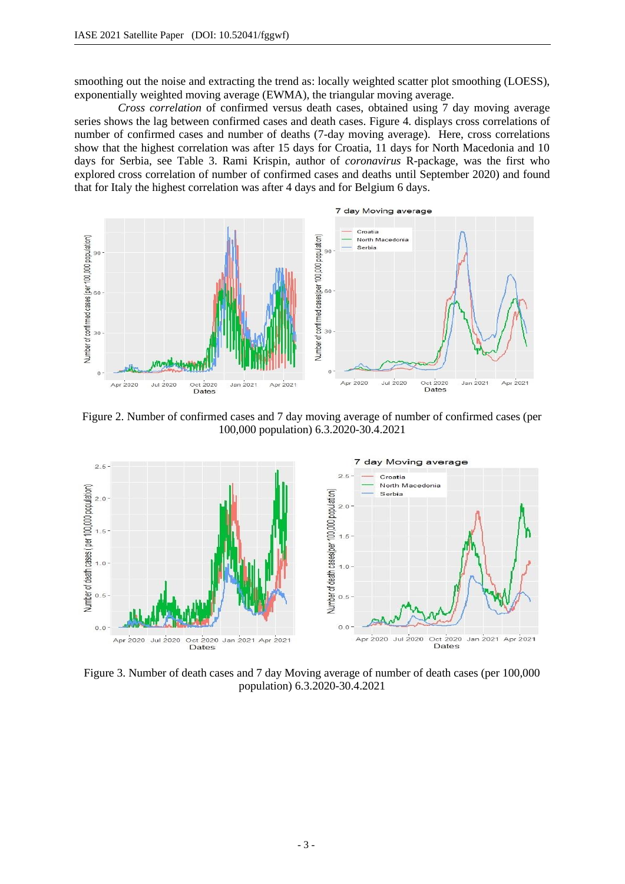smoothing out the noise and extracting the trend as: locally weighted scatter plot smoothing (LOESS), exponentially weighted moving average (EWMA), the triangular moving average.

*Cross correlation* of confirmed versus death cases, obtained using 7 day moving average series shows the lag between confirmed cases and death cases. Figure 4. displays cross correlations of number of confirmed cases and number of deaths (7-day moving average). Here, cross correlations show that the highest correlation was after 15 days for Croatia, 11 days for North Macedonia and 10 days for Serbia, see Table 3. Rami Krispin, author of *coronavirus* R-package, was the first who explored cross correlation of number of confirmed cases and deaths until September 2020) and found that for Italy the highest correlation was after 4 days and for Belgium 6 days.

Figure 2. Number of confirmed cases and 7 day moving average of number of confirmed cases (per 100,000 population) 6.3.2020-30.4.2021

Figure 3. Number of death cases and 7 day Moving average of number of death cases (per 100,000 population) 6.3.2020-30.4.2021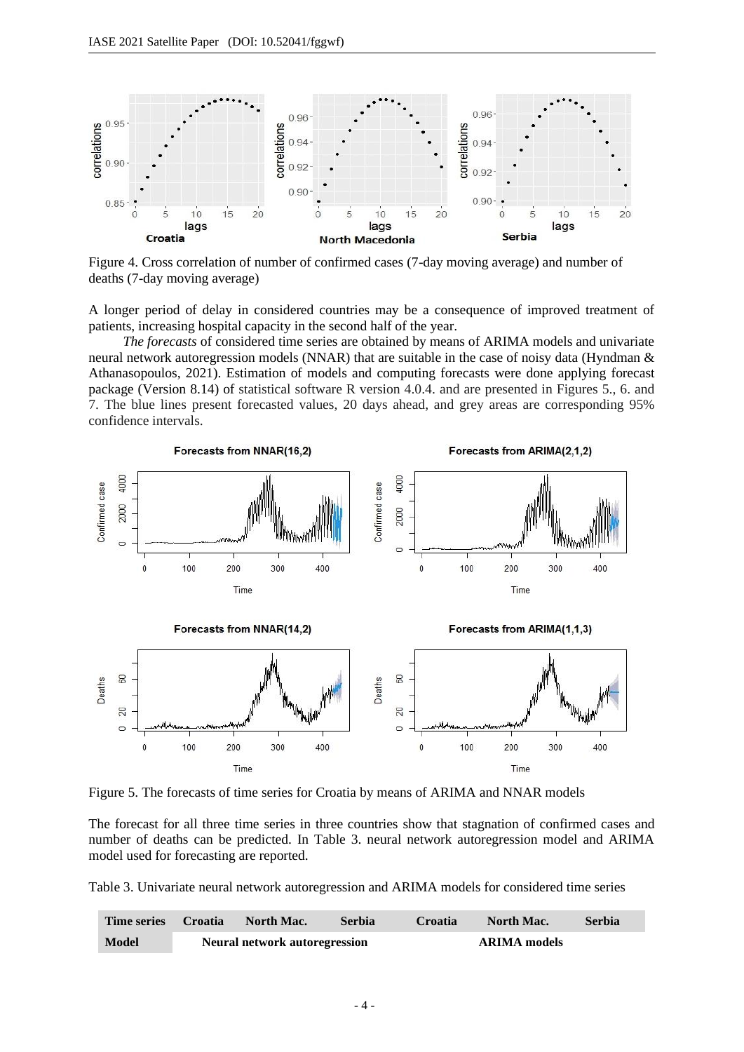Figure 4. Cross correlation of number of confirmed cases (7-day moving average) and number of deaths (7-day moving average)

A longer period of delay in considered countries may be a consequence of improved treatment of patients, increasing hospital capacity in the second half of the year.

*The forecasts* of considered time series are obtained by means of ARIMA models and univariate neural network autoregression models (NNAR) that are suitable in the case of noisy data (Hyndman & Athanasopoulos, 2021). Estimation of models and computing forecasts were done applying forecast package (Version 8.14) of statistical software R version 4.0.4. and are presented in Figures 5., 6. and 7. The blue lines present forecasted values, 20 days ahead, and grey areas are corresponding 95% confidence intervals.

Figure 5. The forecasts of time series for Croatia by means of ARIMA and NNAR models

The forecast for all three time series in three countries show that stagnation of confirmed cases and number of deaths can be predicted. In Table 3. neural network autoregression model and ARIMA model used for forecasting are reported.

Table 3. Univariate neural network autoregression and ARIMA models for considered time series

| Time series | Croatia | North Mac. | Serbia | Croatia | North Mac. | Serbia |
|---|---|---|---|---|---|---|
| Model | Neural network autoregression | | | ARIMA models | | |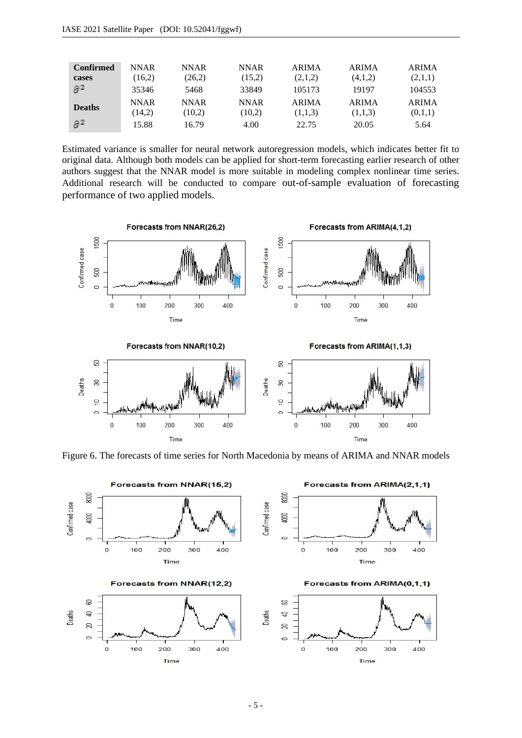| **Confirmed cases** | NNAR (16,2) | NNAR (26,2) | NNAR (15,2) | ARIMA (2,1,2) | ARIMA (4,1,2) | ARIMA (2,1,1) |
|---|---|---|---|---|---|---|
| $\hat{\sigma}^2$ | 35346 | 5468 | 33849 | 105173 | 19197 | 104553 |
| **Deaths** | NNAR (14,2) | NNAR (10,2) | NNAR (10,2) | ARIMA (1,1,3) | ARIMA (1,1,3) | ARIMA (0,1,1) |
| $\hat{\sigma}^2$ | 15.88 | 16.79 | 4.00 | 22.75 | 20.05 | 5.64 |

Estimated variance is smaller for neural network autoregression models, which indicates better fit to original data. Although both models can be applied for short-term forecasting earlier research of other authors suggest that the NNAR model is more suitable in modeling complex nonlinear time series. Additional research will be conducted to compare out-of-sample evaluation of forecasting performance of two applied models.

Figure 6. The forecasts of time series for North Macedonia by means of ARIMA and NNAR models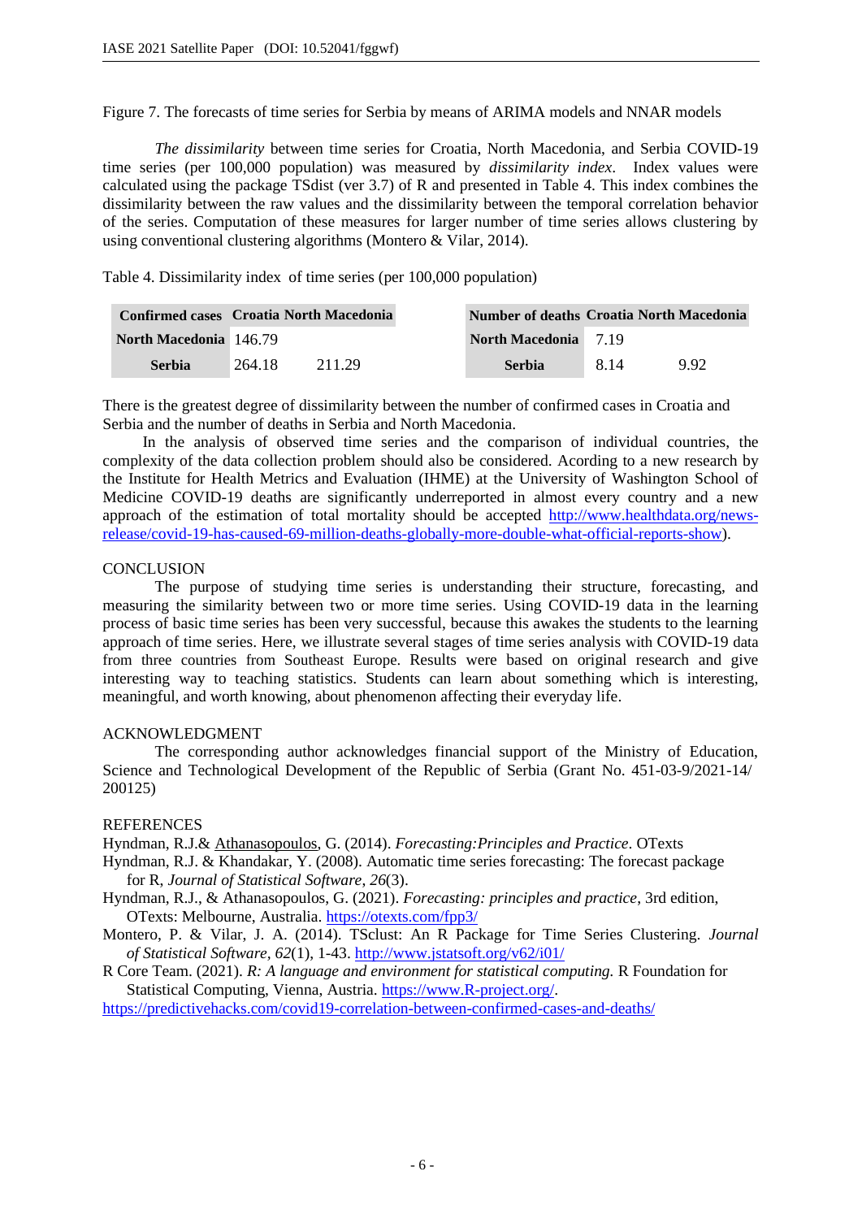Figure 7. The forecasts of time series for Serbia by means of ARIMA models and NNAR models

*The dissimilarity* between time series for Croatia, North Macedonia, and Serbia COVID-19 time series (per 100,000 population) was measured by *dissimilarity index*. Index values were calculated using the package TSdist (ver 3.7) of R and presented in Table 4. This index combines the dissimilarity between the raw values and the dissimilarity between the temporal correlation behavior of the series. Computation of these measures for larger number of time series allows clustering by using conventional clustering algorithms (Montero & Vilar, 2014).

Table 4. Dissimilarity index of time series (per 100,000 population)

| Confirmed cases | Croatia | North Macedonia |
|---|---|---|
| North Macedonia | 146.79 | |
| Serbia | 264.18 | 211.29 |

| Number of deaths | Croatia | North Macedonia |
|---|---|---|
| North Macedonia | 7.19 | |
| Serbia | 8.14 | 9.92 |

There is the greatest degree of dissimilarity between the number of confirmed cases in Croatia and Serbia and the number of deaths in Serbia and North Macedonia.

In the analysis of observed time series and the comparison of individual countries, the complexity of the data collection problem should also be considered. Acording to a new research by the Institute for Health Metrics and Evaluation (IHME) at the University of Washington School of Medicine COVID-19 deaths are significantly underreported in almost every country and a new approach of the estimation of total mortality should be accepted http://www.healthdata.org/news-release/covid-19-has-caused-69-million-deaths-globally-more-double-what-official-reports-show).

## CONCLUSION

The purpose of studying time series is understanding their structure, forecasting, and measuring the similarity between two or more time series. Using COVID-19 data in the learning process of basic time series has been very successful, because this awakes the students to the learning approach of time series. Here, we illustrate several stages of time series analysis with COVID-19 data from three countries from Southeast Europe. Results were based on original research and give interesting way to teaching statistics. Students can learn about something which is interesting, meaningful, and worth knowing, about phenomenon affecting their everyday life.

## ACKNOWLEDGMENT

The corresponding author acknowledges financial support of the Ministry of Education, Science and Technological Development of the Republic of Serbia (Grant No. 451-03-9/2021-14/200125)

## REFERENCES

Hyndman, R.J.& Athanasopoulos, G. (2014). *Forecasting:Principles and Practice*. OTexts

Hyndman, R.J. & Khandakar, Y. (2008). Automatic time series forecasting: The forecast package for R, *Journal of Statistical Software*, *26*(3).

Hyndman, R.J., & Athanasopoulos, G. (2021). *Forecasting: principles and practice*, 3rd edition, OTexts: Melbourne, Australia. https://otexts.com/fpp3/

Montero, P. & Vilar, J. A. (2014). TSclust: An R Package for Time Series Clustering. *Journal of Statistical Software*, *62*(1), 1-43. http://www.jstatsoft.org/v62/i01/

R Core Team. (2021). *R: A language and environment for statistical computing.* R Foundation for Statistical Computing, Vienna, Austria. https://www.R-project.org/.

https://predictivehacks.com/covid19-correlation-between-confirmed-cases-and-deaths/